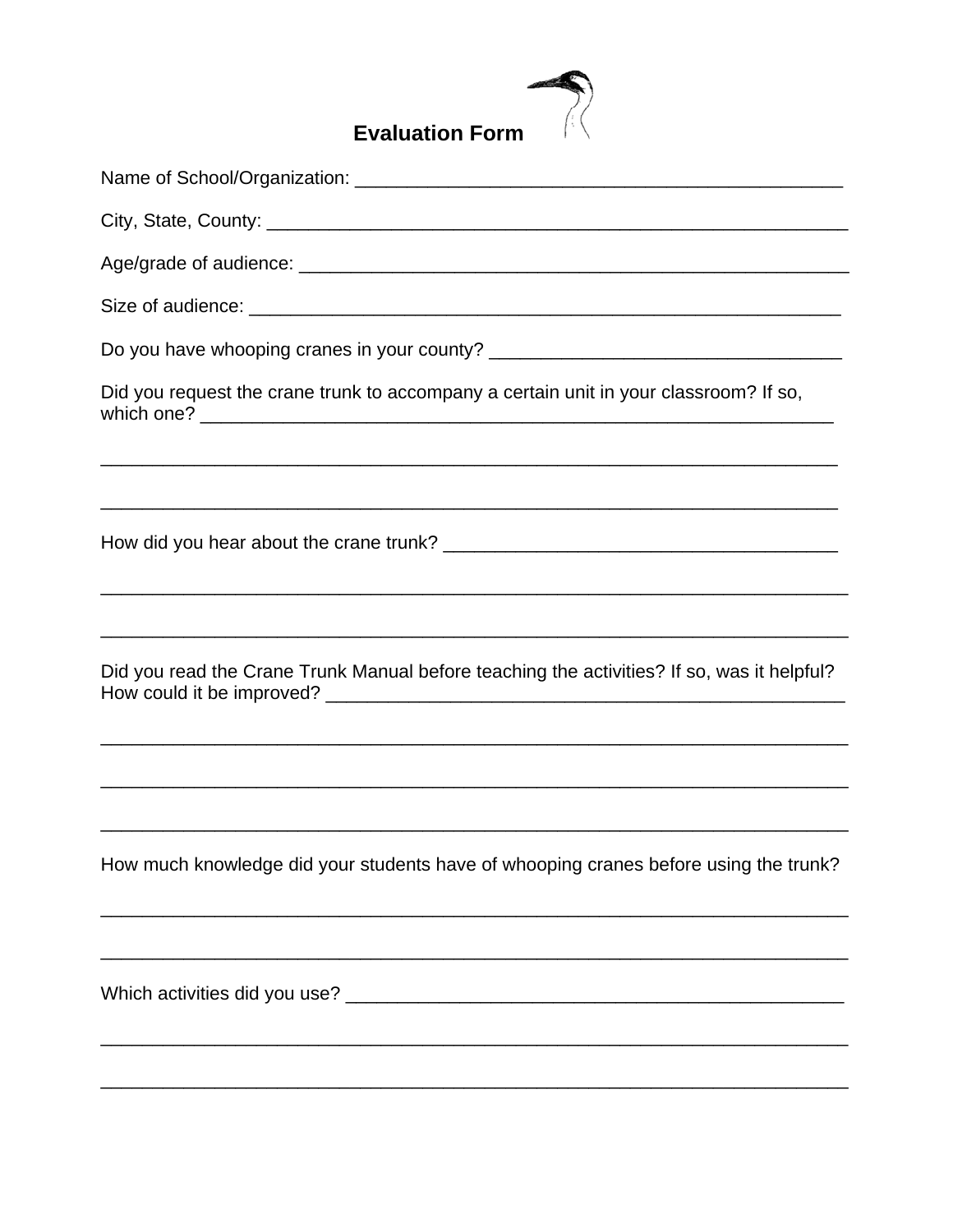# Evaluation Form

Name of School/Organization: ______________________________________________

City, State, County: ______________________________________________________

Age/grade of audience: ____________________________________________________

Size of audience: ________________________________________________________

Do you have whooping cranes in your county? ______________________________

Did you request the crane trunk to accompany a certain unit in your classroom? If so, which one? ______________________________________________________________

______________________________________________________________________

______________________________________________________________________

How did you hear about the crane trunk? ___________________________________

______________________________________________________________________

______________________________________________________________________

Did you read the Crane Trunk Manual before teaching the activities? If so, was it helpful? How could it be improved? ______________________________________________

______________________________________________________________________

______________________________________________________________________

______________________________________________________________________

How much knowledge did your students have of whooping cranes before using the trunk?

______________________________________________________________________

______________________________________________________________________

Which activities did you use? ______________________________________________

______________________________________________________________________

______________________________________________________________________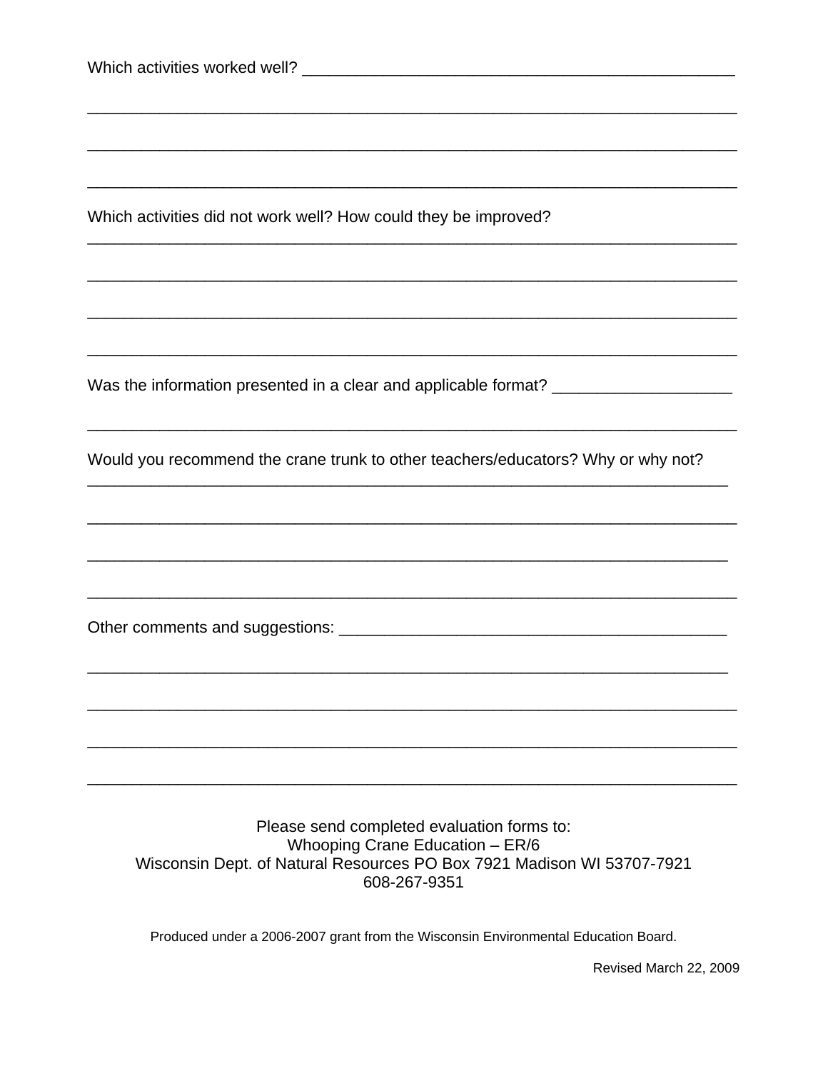Which activities worked well? ___________________________________________________

________________________________________________________________________________

________________________________________________________________________________

________________________________________________________________________________

Which activities did not work well? How could they be improved?

________________________________________________________________________________

________________________________________________________________________________

________________________________________________________________________________

________________________________________________________________________________

Was the information presented in a clear and applicable format? ____________________

________________________________________________________________________________

Would you recommend the crane trunk to other teachers/educators? Why or why not?

________________________________________________________________________________

________________________________________________________________________________

________________________________________________________________________________

________________________________________________________________________________

Other comments and suggestions: ____________________________________________

________________________________________________________________________________

________________________________________________________________________________

________________________________________________________________________________

________________________________________________________________________________

Please send completed evaluation forms to:
Whooping Crane Education – ER/6
Wisconsin Dept. of Natural Resources PO Box 7921 Madison WI 53707-7921
608-267-9351

Produced under a 2006-2007 grant from the Wisconsin Environmental Education Board.

Revised March 22, 2009